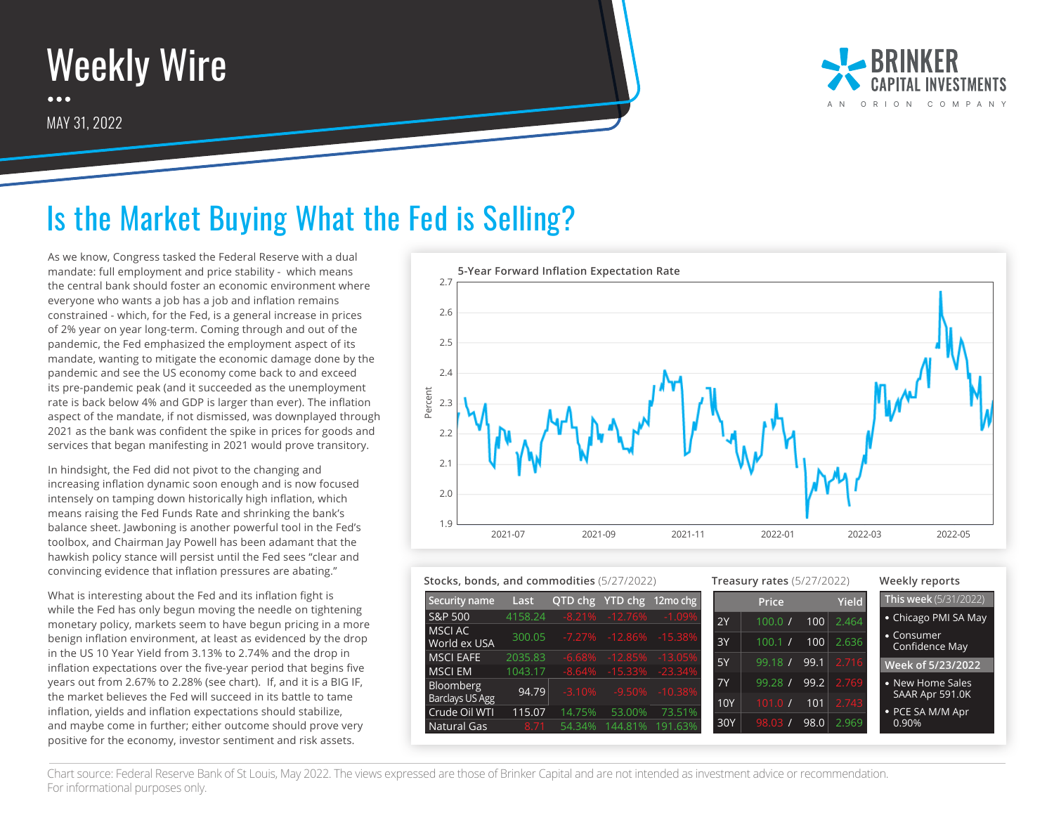# Weekly Wire

MAY 31, 2022

BRINKER CAPITAL INVESTMENTS
AN ORION COMPANY

## Is the Market Buying What the Fed is Selling?

As we know, Congress tasked the Federal Reserve with a dual mandate: full employment and price stability - which means the central bank should foster an economic environment where everyone who wants a job has a job and inflation remains constrained - which, for the Fed, is a general increase in prices of 2% year on year long-term. Coming through and out of the pandemic, the Fed emphasized the employment aspect of its mandate, wanting to mitigate the economic damage done by the pandemic and see the US economy come back to and exceed its pre-pandemic peak (and it succeeded as the unemployment rate is back below 4% and GDP is larger than ever). The inflation aspect of the mandate, if not dismissed, was downplayed through 2021 as the bank was confident the spike in prices for goods and services that began manifesting in 2021 would prove transitory.

In hindsight, the Fed did not pivot to the changing and increasing inflation dynamic soon enough and is now focused intensely on tamping down historically high inflation, which means raising the Fed Funds Rate and shrinking the bank's balance sheet. Jawboning is another powerful tool in the Fed's toolbox, and Chairman Jay Powell has been adamant that the hawkish policy stance will persist until the Fed sees "clear and convincing evidence that inflation pressures are abating."

What is interesting about the Fed and its inflation fight is while the Fed has only begun moving the needle on tightening monetary policy, markets seem to have begun pricing in a more benign inflation environment, at least as evidenced by the drop in the US 10 Year Yield from 3.13% to 2.74% and the drop in inflation expectations over the five-year period that begins five years out from 2.67% to 2.28% (see chart). If, and it is a BIG IF, the market believes the Fed will succeed in its battle to tame inflation, yields and inflation expectations should stabilize, and maybe come in further; either outcome should prove very positive for the economy, investor sentiment and risk assets.

**5-Year Forward Inflation Expectation Rate**

**Stocks, bonds, and commodities** (5/27/2022)

| Security name | Last | QTD chg | YTD chg | 12mo chg |
|---|---|---|---|---|
| S&P 500 | 4158.24 | -8.21% | -12.76% | -1.09% |
| MSCI AC World ex USA | 300.05 | -7.27% | -12.86% | -15.38% |
| MSCI EAFE | 2035.83 | -6.68% | -12.85% | -13.05% |
| MSCI EM | 1043.17 | -8.64% | -15.33% | -23.34% |
| Bloomberg Barclays US Agg | 94.79 | -3.10% | -9.50% | -10.38% |
| Crude Oil WTI | 115.07 | 14.75% | 53.00% | 73.51% |
| Natural Gas | 8.71 | 54.34% | 144.81% | 191.63% |

**Treasury rates** (5/27/2022)

| | Price | | Yield |
|---|---|---|---|
| 2Y | 100.0 / | 100 | 2.464 |
| 3Y | 100.1 / | 100 | 2.636 |
| 5Y | 99.18 / | 99.1 | 2.716 |
| 7Y | 99.28 / | 99.2 | 2.769 |
| 10Y | 101.0 / | 101 | 2.743 |
| 30Y | 98.03 / | 98.0 | 2.969 |

**Weekly reports**

**This week** (5/31/2022)
- Chicago PMI SA May
- Consumer Confidence May

**Week of 5/23/2022**
- New Home Sales SAAR Apr 591.0K
- PCE SA M/M Apr 0.90%

Chart source: Federal Reserve Bank of St Louis, May 2022. The views expressed are those of Brinker Capital and are not intended as investment advice or recommendation. For informational purposes only.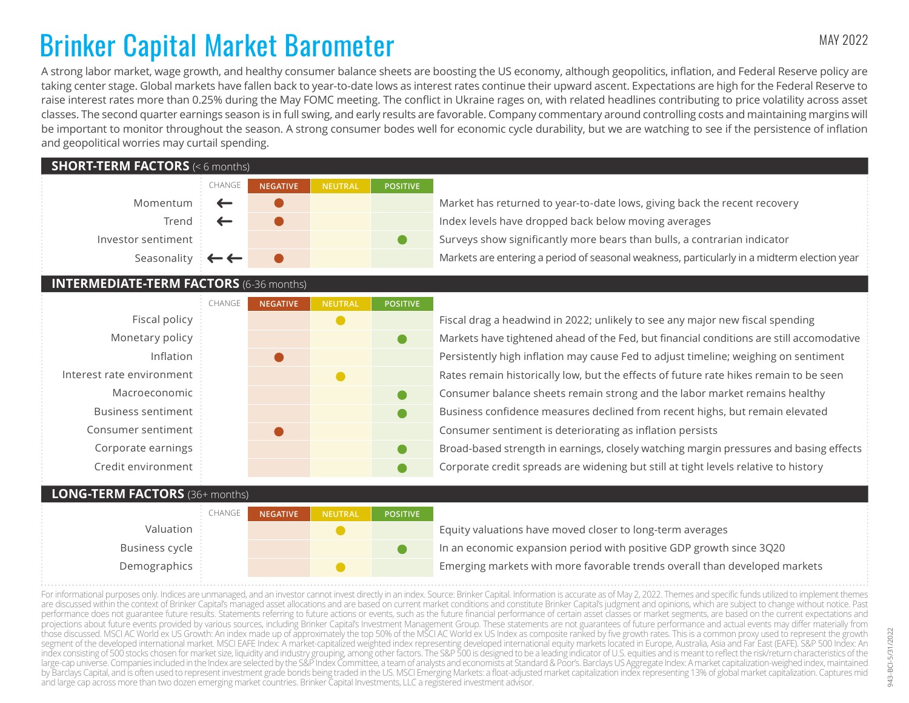# Brinker Capital Market Barometer

MAY 2022

A strong labor market, wage growth, and healthy consumer balance sheets are boosting the US economy, although geopolitics, inflation, and Federal Reserve policy are taking center stage. Global markets have fallen back to year-to-date lows as interest rates continue their upward ascent. Expectations are high for the Federal Reserve to raise interest rates more than 0.25% during the May FOMC meeting. The conflict in Ukraine rages on, with related headlines contributing to price volatility across asset classes. The second quarter earnings season is in full swing, and early results are favorable. Company commentary around controlling costs and maintaining margins will be important to monitor throughout the season. A strong consumer bodes well for economic cycle durability, but we are watching to see if the persistence of inflation and geopolitical worries may curtail spending.

## SHORT-TERM FACTORS (< 6 months)

| | CHANGE | NEGATIVE | NEUTRAL | POSITIVE | |
|---|---|---|---|---|---|
| Momentum | ← | ● | | | Market has returned to year-to-date lows, giving back the recent recovery |
| Trend | ← | ● | | | Index levels have dropped back below moving averages |
| Investor sentiment | | | | ● | Surveys show significantly more bears than bulls, a contrarian indicator |
| Seasonality | ←← | ● | | | Markets are entering a period of seasonal weakness, particularly in a midterm election year |

## INTERMEDIATE-TERM FACTORS (6-36 months)

| | CHANGE | NEGATIVE | NEUTRAL | POSITIVE | |
|---|---|---|---|---|---|
| Fiscal policy | | | ● | | Fiscal drag a headwind in 2022; unlikely to see any major new fiscal spending |
| Monetary policy | | | | ● | Markets have tightened ahead of the Fed, but financial conditions are still accomodative |
| Inflation | | ● | | | Persistently high inflation may cause Fed to adjust timeline; weighing on sentiment |
| Interest rate environment | | | ● | | Rates remain historically low, but the effects of future rate hikes remain to be seen |
| Macroeconomic | | | | ● | Consumer balance sheets remain strong and the labor market remains healthy |
| Business sentiment | | | | ● | Business confidence measures declined from recent highs, but remain elevated |
| Consumer sentiment | | ● | | | Consumer sentiment is deteriorating as inflation persists |
| Corporate earnings | | | | ● | Broad-based strength in earnings, closely watching margin pressures and basing effects |
| Credit environment | | | | ● | Corporate credit spreads are widening but still at tight levels relative to history |

## LONG-TERM FACTORS (36+ months)

| | CHANGE | NEGATIVE | NEUTRAL | POSITIVE | |
|---|---|---|---|---|---|
| Valuation | | | ● | | Equity valuations have moved closer to long-term averages |
| Business cycle | | | | ● | In an economic expansion period with positive GDP growth since 3Q20 |
| Demographics | | | ● | | Emerging markets with more favorable trends overall than developed markets |

For informational purposes only. Indices are unmanaged, and an investor cannot invest directly in an index. Source: Brinker Capital. Information is accurate as of May 2, 2022. Themes and specific funds utilized to implement themes are discussed within the context of Brinker Capital's managed asset allocations and are based on current market conditions and constitute Brinker Capital's judgment and opinions, which are subject to change without notice. Past performance does not guarantee future results. Statements referring to future actions or events, such as the future financial performance of certain asset classes or market segments, are based on the current expectations and projections about future events provided by various sources, including Brinker Capital's Investment Management Group. These statements are not guarantees of future performance and actual events may differ materially from those discussed. MSCI AC World ex US Growth: An index made up of approximately the top 50% of the MSCI AC World ex US Index as composite ranked by five growth rates. This is a common proxy used to represent the growth segment of the developed international market. MSCI EAFE Index: A market-capitalized weighted index representing developed international equity markets located in Europe, Australia, Asia and Far East (EAFE). S&P 500 Index: An index consisting of 500 stocks chosen for market size, liquidity and industry grouping, among other factors. The S&P 500 is designed to be a leading indicator of U.S. equities and is meant to reflect the risk/return characteristics of the large-cap universe. Companies included in the Index are selected by the S&P Index Committee, a team of analysts and economists at Standard & Poor's. Barclays US Aggregate Index: A market capitalization-weighed index, maintained by Barclays Capital, and is often used to represent investment grade bonds being traded in the US. MSCI Emerging Markets: a float-adjusted market capitalization index representing 13% of global market capitalization. Captures mid and large cap across more than two dozen emerging market countries. Brinker Capital Investments, LLC a registered investment advisor.

943-BCI-5/31/2022